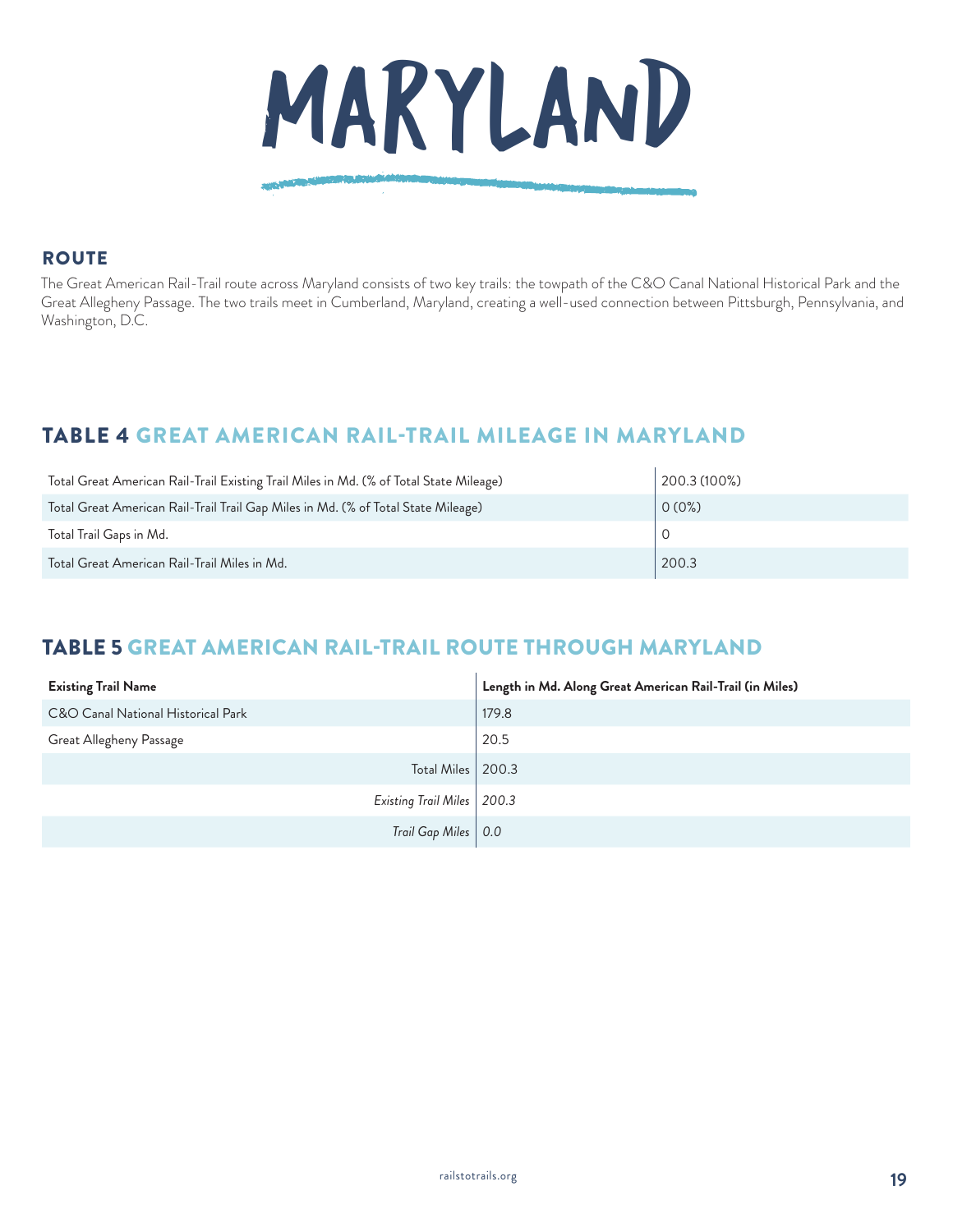# MARYLAND

## ROUTE

The Great American Rail-Trail route across Maryland consists of two key trails: the towpath of the C&O Canal National Historical Park and the Great Allegheny Passage. The two trails meet in Cumberland, Maryland, creating a well-used connection between Pittsburgh, Pennsylvania, and Washington, D.C.

## TABLE 4 GREAT AMERICAN RAIL-TRAIL MILEAGE IN MARYLAND

| | |
|---|---|
| Total Great American Rail-Trail Existing Trail Miles in Md. (% of Total State Mileage) | 200.3 (100%) |
| Total Great American Rail-Trail Trail Gap Miles in Md. (% of Total State Mileage) | 0 (0%) |
| Total Trail Gaps in Md. | 0 |
| Total Great American Rail-Trail Miles in Md. | 200.3 |

## TABLE 5 GREAT AMERICAN RAIL-TRAIL ROUTE THROUGH MARYLAND

| Existing Trail Name | Length in Md. Along Great American Rail-Trail (in Miles) |
|---|---|
| C&O Canal National Historical Park | 179.8 |
| Great Allegheny Passage | 20.5 |
| Total Miles | 200.3 |
| *Existing Trail Miles* | *200.3* |
| *Trail Gap Miles* | *0.0* |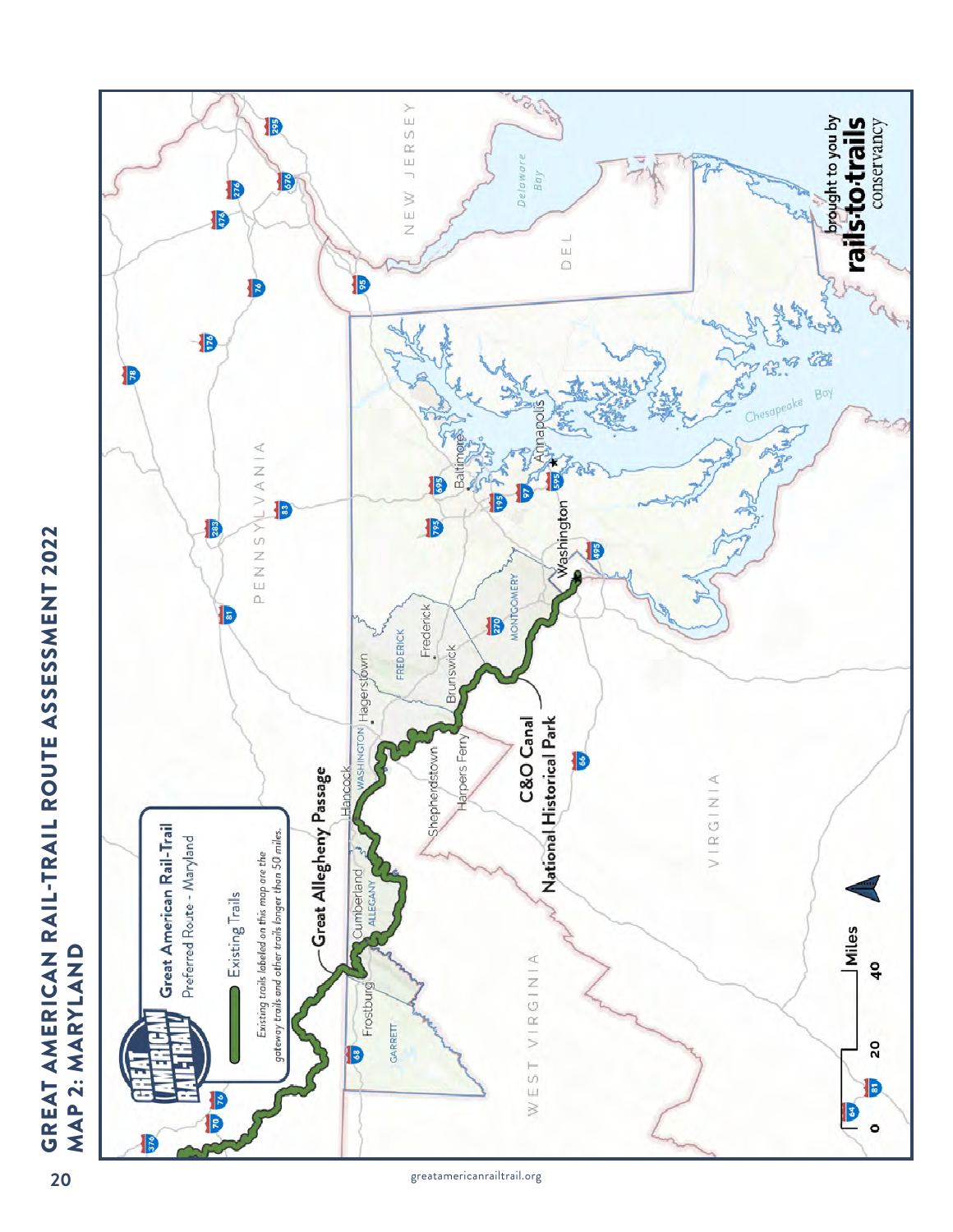# GREAT AMERICAN RAIL-TRAIL ROUTE ASSESSMENT 2022

## MAP 2: MARYLAND

**Great American Rail-Trail**
Preferred Route - Maryland

Existing Trails

*Existing trails labeled on this map are the gateway trails and other trails longer than 50 miles.*

**Great Allegheny Passage**

**C&O Canal National Historical Park**

PENNSYLVANIA

NEW JERSEY

DEL

WEST VIRGINIA

VIRGINIA

Delaware Bay

Chesapeake Bay

Frostburg, Cumberland, Hancock, Hagerstown, Shepherdstown, Harpers Ferry, Brunswick, Frederick, Washington, Baltimore, Annapolis

GARRETT, ALLEGANY, WASHINGTON, FREDERICK, MONTGOMERY

0 20 40 Miles

brought to you by rails-to-trails conservancy

greatamericanrailtrail.org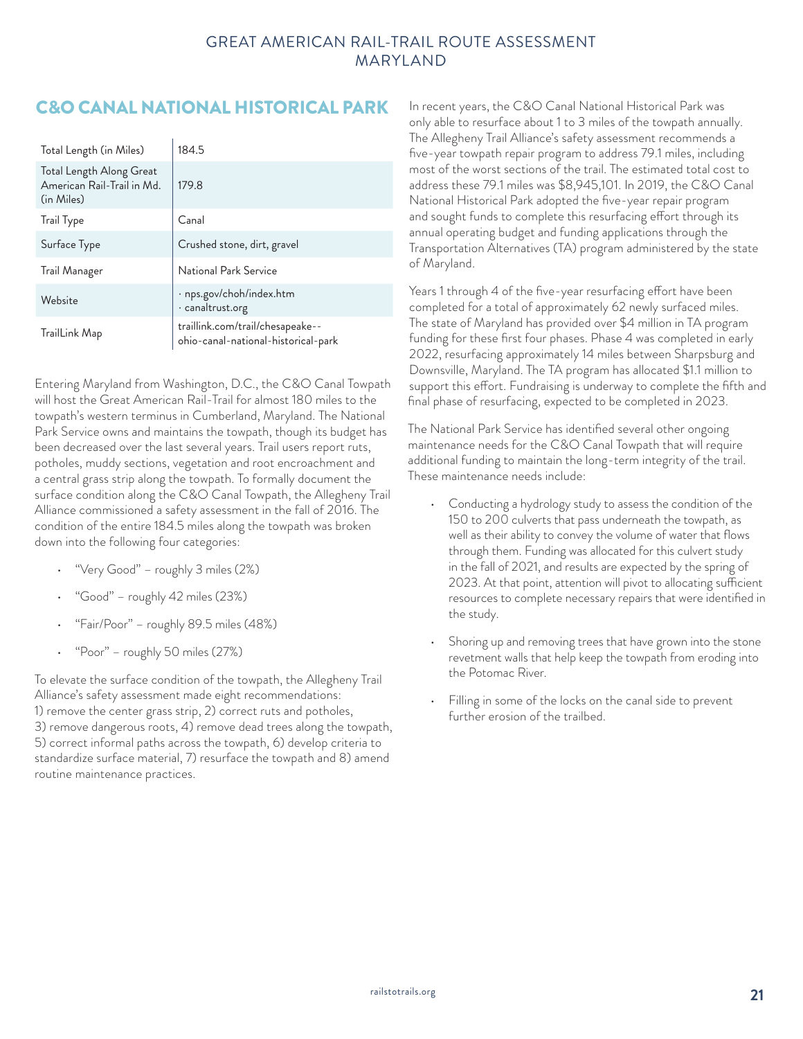## C&O CANAL NATIONAL HISTORICAL PARK

| Total Length (in Miles) | 184.5 |
|---|---|
| Total Length Along Great American Rail-Trail in Md. (in Miles) | 179.8 |
| Trail Type | Canal |
| Surface Type | Crushed stone, dirt, gravel |
| Trail Manager | National Park Service |
| Website | · nps.gov/choh/index.htm<br>· canaltrust.org |
| TrailLink Map | traillink.com/trail/chesapeake--ohio-canal-national-historical-park |

Entering Maryland from Washington, D.C., the C&O Canal Towpath will host the Great American Rail-Trail for almost 180 miles to the towpath's western terminus in Cumberland, Maryland. The National Park Service owns and maintains the towpath, though its budget has been decreased over the last several years. Trail users report ruts, potholes, muddy sections, vegetation and root encroachment and a central grass strip along the towpath. To formally document the surface condition along the C&O Canal Towpath, the Allegheny Trail Alliance commissioned a safety assessment in the fall of 2016. The condition of the entire 184.5 miles along the towpath was broken down into the following four categories:

- "Very Good" – roughly 3 miles (2%)
- "Good" – roughly 42 miles (23%)
- "Fair/Poor" – roughly 89.5 miles (48%)
- "Poor" – roughly 50 miles (27%)

To elevate the surface condition of the towpath, the Allegheny Trail Alliance's safety assessment made eight recommendations: 1) remove the center grass strip, 2) correct ruts and potholes, 3) remove dangerous roots, 4) remove dead trees along the towpath, 5) correct informal paths across the towpath, 6) develop criteria to standardize surface material, 7) resurface the towpath and 8) amend routine maintenance practices.

In recent years, the C&O Canal National Historical Park was only able to resurface about 1 to 3 miles of the towpath annually. The Allegheny Trail Alliance's safety assessment recommends a five-year towpath repair program to address 79.1 miles, including most of the worst sections of the trail. The estimated total cost to address these 79.1 miles was $8,945,101. In 2019, the C&O Canal National Historical Park adopted the five-year repair program and sought funds to complete this resurfacing effort through its annual operating budget and funding applications through the Transportation Alternatives (TA) program administered by the state of Maryland.

Years 1 through 4 of the five-year resurfacing effort have been completed for a total of approximately 62 newly surfaced miles. The state of Maryland has provided over $4 million in TA program funding for these first four phases. Phase 4 was completed in early 2022, resurfacing approximately 14 miles between Sharpsburg and Downsville, Maryland. The TA program has allocated $1.1 million to support this effort. Fundraising is underway to complete the fifth and final phase of resurfacing, expected to be completed in 2023.

The National Park Service has identified several other ongoing maintenance needs for the C&O Canal Towpath that will require additional funding to maintain the long-term integrity of the trail. These maintenance needs include:

- Conducting a hydrology study to assess the condition of the 150 to 200 culverts that pass underneath the towpath, as well as their ability to convey the volume of water that flows through them. Funding was allocated for this culvert study in the fall of 2021, and results are expected by the spring of 2023. At that point, attention will pivot to allocating sufficient resources to complete necessary repairs that were identified in the study.
- Shoring up and removing trees that have grown into the stone revetment walls that help keep the towpath from eroding into the Potomac River.
- Filling in some of the locks on the canal side to prevent further erosion of the trailbed.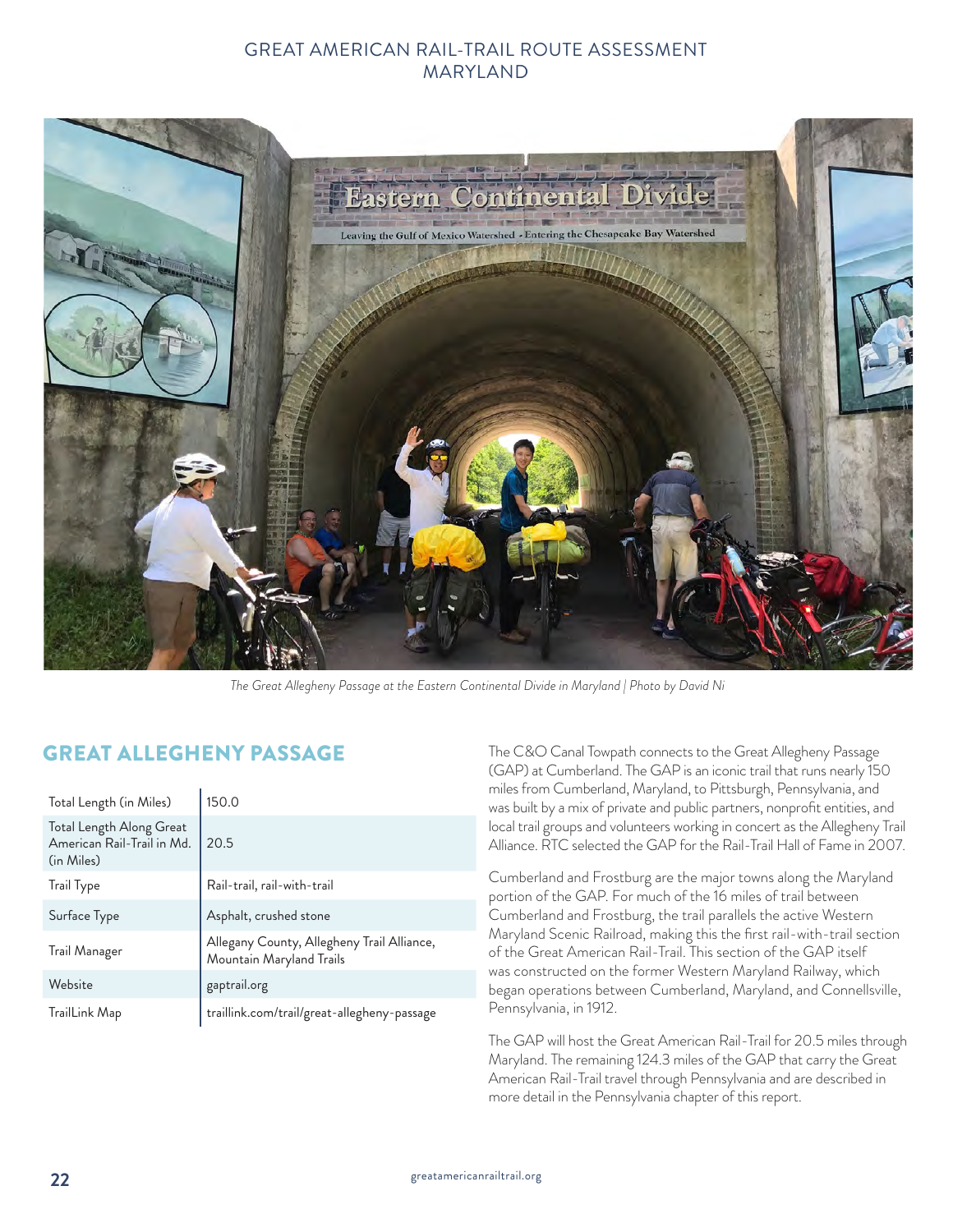*The Great Allegheny Passage at the Eastern Continental Divide in Maryland | Photo by David Ni*

## GREAT ALLEGHENY PASSAGE

| | |
|---|---|
| Total Length (in Miles) | 150.0 |
| Total Length Along Great American Rail-Trail in Md. (in Miles) | 20.5 |
| Trail Type | Rail-trail, rail-with-trail |
| Surface Type | Asphalt, crushed stone |
| Trail Manager | Allegany County, Allegheny Trail Alliance, Mountain Maryland Trails |
| Website | gaptrail.org |
| TrailLink Map | traillink.com/trail/great-allegheny-passage |

The C&O Canal Towpath connects to the Great Allegheny Passage (GAP) at Cumberland. The GAP is an iconic trail that runs nearly 150 miles from Cumberland, Maryland, to Pittsburgh, Pennsylvania, and was built by a mix of private and public partners, nonprofit entities, and local trail groups and volunteers working in concert as the Allegheny Trail Alliance. RTC selected the GAP for the Rail-Trail Hall of Fame in 2007.

Cumberland and Frostburg are the major towns along the Maryland portion of the GAP. For much of the 16 miles of trail between Cumberland and Frostburg, the trail parallels the active Western Maryland Scenic Railroad, making this the first rail-with-trail section of the Great American Rail-Trail. This section of the GAP itself was constructed on the former Western Maryland Railway, which began operations between Cumberland, Maryland, and Connellsville, Pennsylvania, in 1912.

The GAP will host the Great American Rail-Trail for 20.5 miles through Maryland. The remaining 124.3 miles of the GAP that carry the Great American Rail-Trail travel through Pennsylvania and are described in more detail in the Pennsylvania chapter of this report.